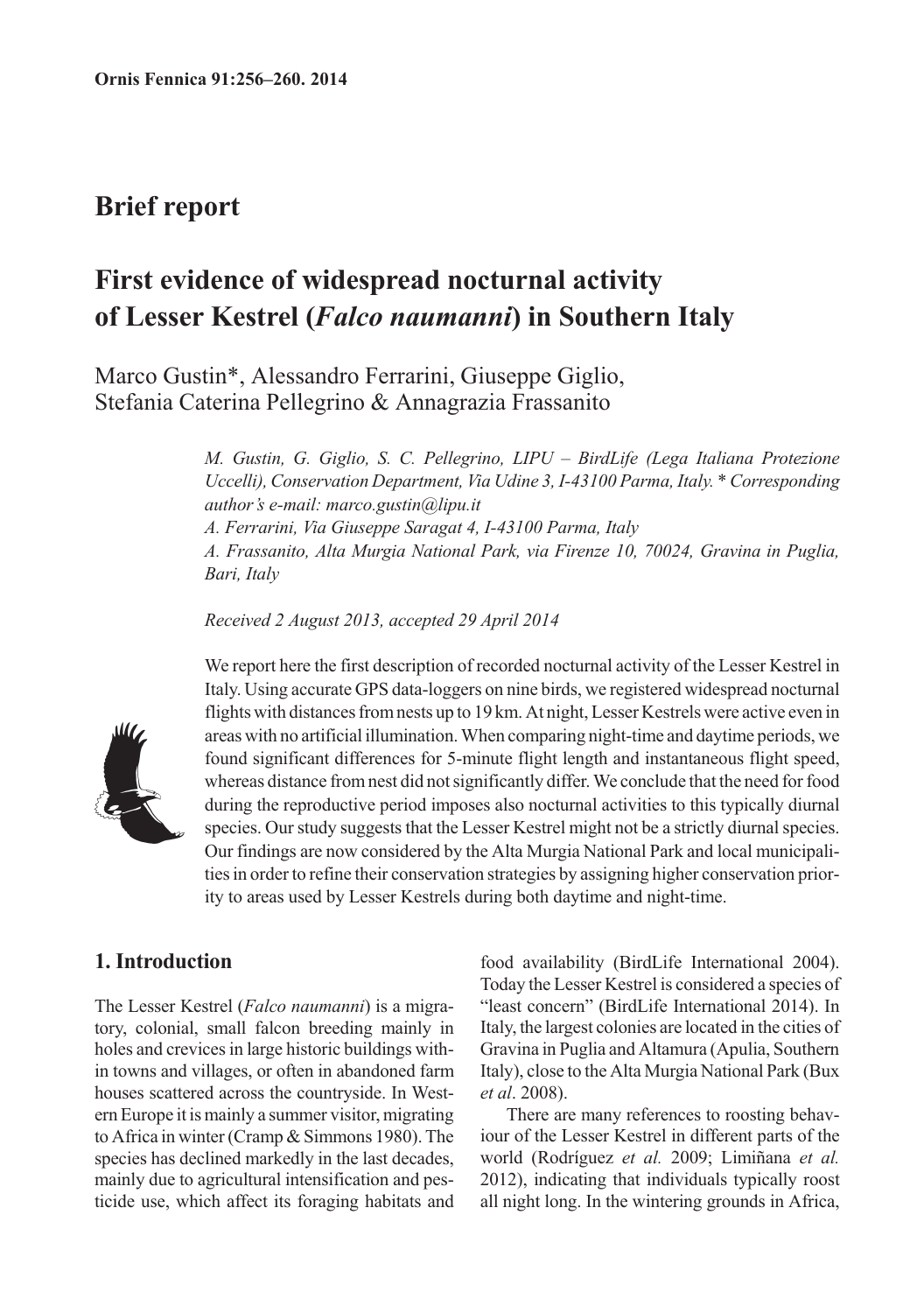**Brief report**

# First evidence of widespread nocturnal activity of Lesser Kestrel (*Falco naumanni*) in Southern Italy

Marco Gustin*, Alessandro Ferrarini, Giuseppe Giglio, Stefania Caterina Pellegrino & Annagrazia Frassanito

*M. Gustin, G. Giglio, S. C. Pellegrino, LIPU – BirdLife (Lega Italiana Protezione Uccelli), Conservation Department, Via Udine 3, I-43100 Parma, Italy. \* Corresponding author's e-mail: marco.gustin@lipu.it*
*A. Ferrarini, Via Giuseppe Saragat 4, I-43100 Parma, Italy*
*A. Frassanito, Alta Murgia National Park, via Firenze 10, 70024, Gravina in Puglia, Bari, Italy*

*Received 2 August 2013, accepted 29 April 2014*

We report here the first description of recorded nocturnal activity of the Lesser Kestrel in Italy. Using accurate GPS data-loggers on nine birds, we registered widespread nocturnal flights with distances from nests up to 19 km. At night, Lesser Kestrels were active even in areas with no artificial illumination. When comparing night-time and daytime periods, we found significant differences for 5-minute flight length and instantaneous flight speed, whereas distance from nest did not significantly differ. We conclude that the need for food during the reproductive period imposes also nocturnal activities to this typically diurnal species. Our study suggests that the Lesser Kestrel might not be a strictly diurnal species. Our findings are now considered by the Alta Murgia National Park and local municipalities in order to refine their conservation strategies by assigning higher conservation priority to areas used by Lesser Kestrels during both daytime and night-time.

## 1. Introduction

The Lesser Kestrel (*Falco naumanni*) is a migratory, colonial, small falcon breeding mainly in holes and crevices in large historic buildings within towns and villages, or often in abandoned farm houses scattered across the countryside. In Western Europe it is mainly a summer visitor, migrating to Africa in winter (Cramp & Simmons 1980). The species has declined markedly in the last decades, mainly due to agricultural intensification and pesticide use, which affect its foraging habitats and food availability (BirdLife International 2004). Today the Lesser Kestrel is considered a species of "least concern" (BirdLife International 2014). In Italy, the largest colonies are located in the cities of Gravina in Puglia and Altamura (Apulia, Southern Italy), close to the Alta Murgia National Park (Bux *et al*. 2008).

There are many references to roosting behaviour of the Lesser Kestrel in different parts of the world (Rodríguez *et al.* 2009; Limiñana *et al.* 2012), indicating that individuals typically roost all night long. In the wintering grounds in Africa,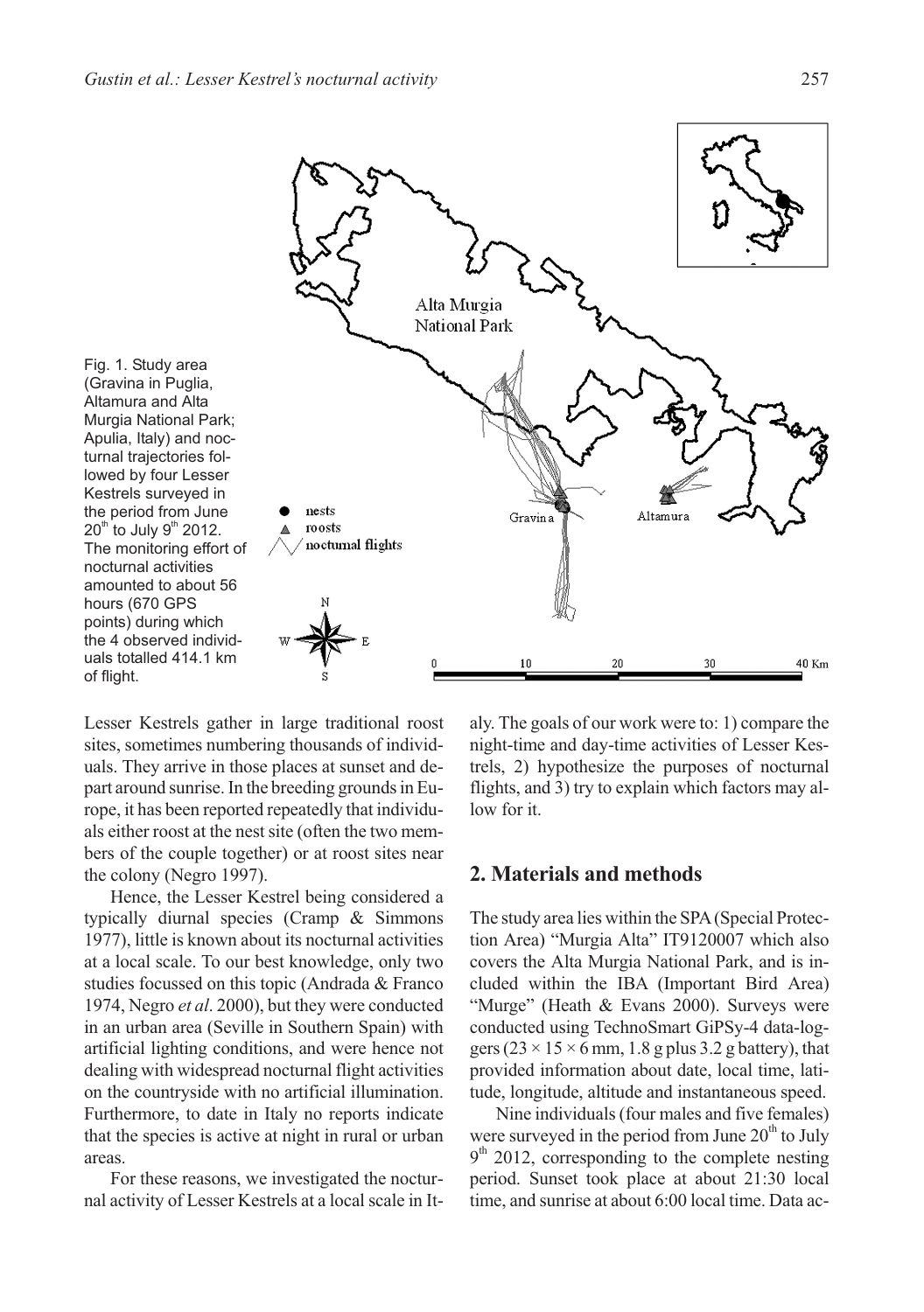Fig. 1. Study area (Gravina in Puglia, Altamura and Alta Murgia National Park; Apulia, Italy) and nocturnal trajectories followed by four Lesser Kestrels surveyed in the period from June 20th to July 9th 2012. The monitoring effort of nocturnal activities amounted to about 56 hours (670 GPS points) during which the 4 observed individuals totalled 414.1 km of flight.

Lesser Kestrels gather in large traditional roost sites, sometimes numbering thousands of individuals. They arrive in those places at sunset and depart around sunrise. In the breeding grounds in Europe, it has been reported repeatedly that individuals either roost at the nest site (often the two members of the couple together) or at roost sites near the colony (Negro 1997).

Hence, the Lesser Kestrel being considered a typically diurnal species (Cramp & Simmons 1977), little is known about its nocturnal activities at a local scale. To our best knowledge, only two studies focussed on this topic (Andrada & Franco 1974, Negro *et al*. 2000), but they were conducted in an urban area (Seville in Southern Spain) with artificial lighting conditions, and were hence not dealing with widespread nocturnal flight activities on the countryside with no artificial illumination. Furthermore, to date in Italy no reports indicate that the species is active at night in rural or urban areas.

For these reasons, we investigated the nocturnal activity of Lesser Kestrels at a local scale in Italy. The goals of our work were to: 1) compare the night-time and day-time activities of Lesser Kestrels, 2) hypothesize the purposes of nocturnal flights, and 3) try to explain which factors may allow for it.

## 2. Materials and methods

The study area lies within the SPA (Special Protection Area) "Murgia Alta" IT9120007 which also covers the Alta Murgia National Park, and is included within the IBA (Important Bird Area) "Murge" (Heath & Evans 2000). Surveys were conducted using TechnoSmart GiPSy-4 data-loggers ($23 \times 15 \times 6$ mm, 1.8 g plus 3.2 g battery), that provided information about date, local time, latitude, longitude, altitude and instantaneous speed.

Nine individuals (four males and five females) were surveyed in the period from June 20th to July 9th 2012, corresponding to the complete nesting period. Sunset took place at about 21:30 local time, and sunrise at about 6:00 local time. Data ac-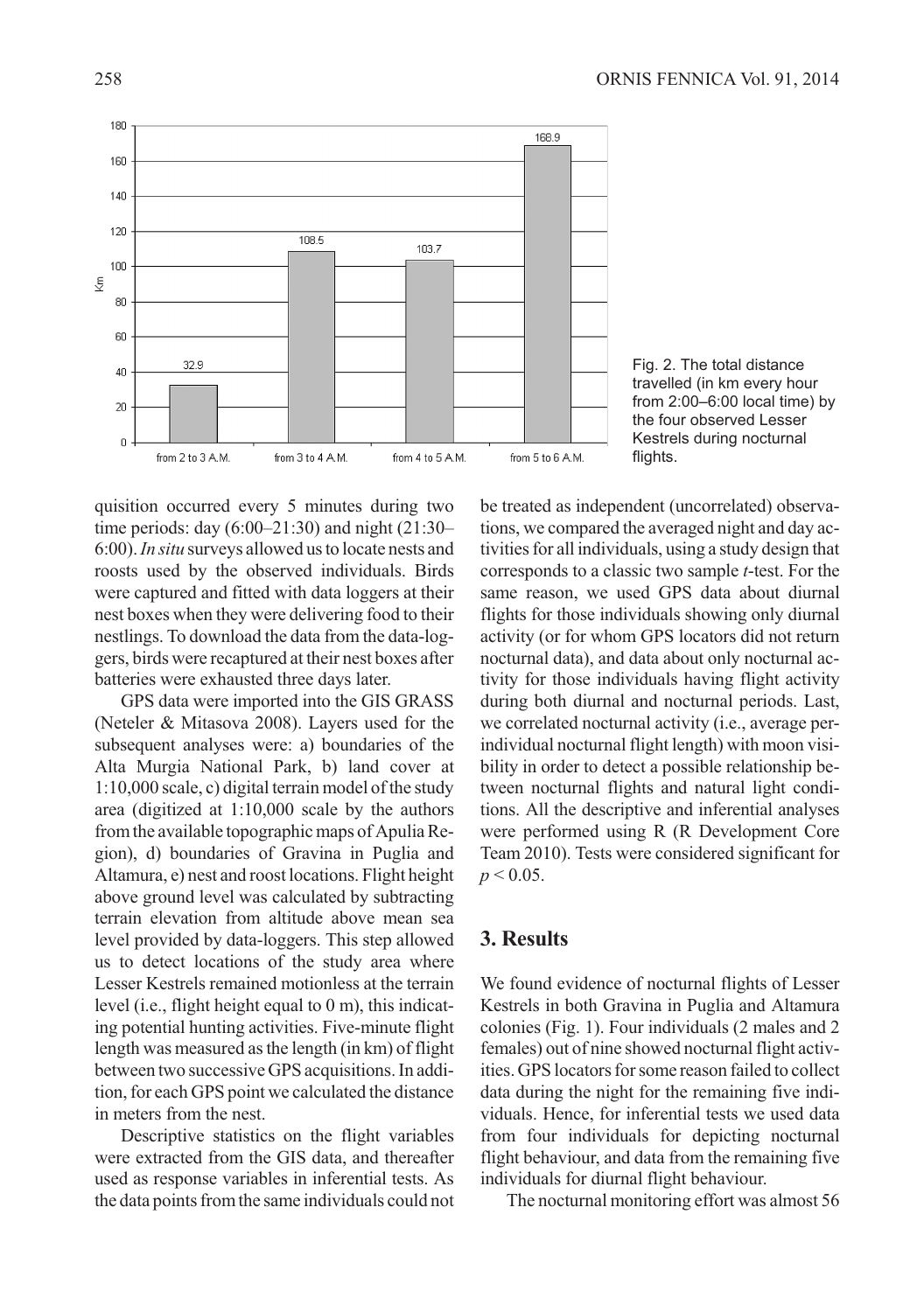Fig. 2. The total distance travelled (in km every hour from 2:00–6:00 local time) by the four observed Lesser Kestrels during nocturnal flights.

quisition occurred every 5 minutes during two time periods: day (6:00–21:30) and night (21:30–6:00). *In situ* surveys allowed us to locate nests and roosts used by the observed individuals. Birds were captured and fitted with data loggers at their nest boxes when they were delivering food to their nestlings. To download the data from the data-loggers, birds were recaptured at their nest boxes after batteries were exhausted three days later.

GPS data were imported into the GIS GRASS (Neteler & Mitasova 2008). Layers used for the subsequent analyses were: a) boundaries of the Alta Murgia National Park, b) land cover at 1:10,000 scale, c) digital terrain model of the study area (digitized at 1:10,000 scale by the authors from the available topographic maps of Apulia Region), d) boundaries of Gravina in Puglia and Altamura, e) nest and roost locations. Flight height above ground level was calculated by subtracting terrain elevation from altitude above mean sea level provided by data-loggers. This step allowed us to detect locations of the study area where Lesser Kestrels remained motionless at the terrain level (i.e., flight height equal to 0 m), this indicating potential hunting activities. Five-minute flight length was measured as the length (in km) of flight between two successive GPS acquisitions. In addition, for each GPS point we calculated the distance in meters from the nest.

Descriptive statistics on the flight variables were extracted from the GIS data, and thereafter used as response variables in inferential tests. As the data points from the same individuals could not be treated as independent (uncorrelated) observations, we compared the averaged night and day activities for all individuals, using a study design that corresponds to a classic two sample *t*-test. For the same reason, we used GPS data about diurnal flights for those individuals showing only diurnal activity (or for whom GPS locators did not return nocturnal data), and data about only nocturnal activity for those individuals having flight activity during both diurnal and nocturnal periods. Last, we correlated nocturnal activity (i.e., average per-individual nocturnal flight length) with moon visibility in order to detect a possible relationship between nocturnal flights and natural light conditions. All the descriptive and inferential analyses were performed using R (R Development Core Team 2010). Tests were considered significant for $p < 0.05$.

## 3. Results

We found evidence of nocturnal flights of Lesser Kestrels in both Gravina in Puglia and Altamura colonies (Fig. 1). Four individuals (2 males and 2 females) out of nine showed nocturnal flight activities. GPS locators for some reason failed to collect data during the night for the remaining five individuals. Hence, for inferential tests we used data from four individuals for depicting nocturnal flight behaviour, and data from the remaining five individuals for diurnal flight behaviour.

The nocturnal monitoring effort was almost 56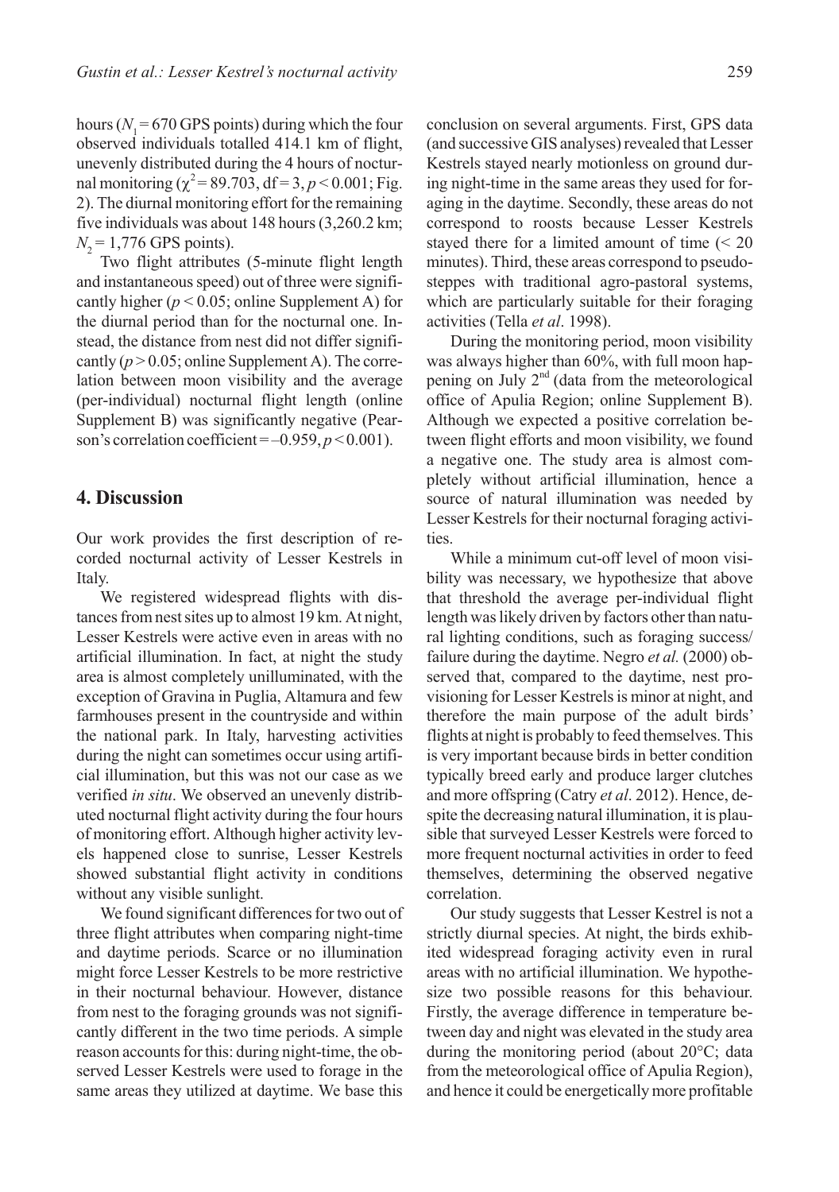hours ($N_1 = 670$ GPS points) during which the four observed individuals totalled 414.1 km of flight, unevenly distributed during the 4 hours of nocturnal monitoring ($\chi^2 = 89.703$, df = 3, $p < 0.001$; Fig. 2). The diurnal monitoring effort for the remaining five individuals was about 148 hours (3,260.2 km; $N_2 = 1{,}776$ GPS points).

Two flight attributes (5-minute flight length and instantaneous speed) out of three were significantly higher ($p < 0.05$; online Supplement A) for the diurnal period than for the nocturnal one. Instead, the distance from nest did not differ significantly ($p > 0.05$; online Supplement A). The correlation between moon visibility and the average (per-individual) nocturnal flight length (online Supplement B) was significantly negative (Pearson's correlation coefficient = –0.959, $p < 0.001$).

## 4. Discussion

Our work provides the first description of recorded nocturnal activity of Lesser Kestrels in Italy.

We registered widespread flights with distances from nest sites up to almost 19 km. At night, Lesser Kestrels were active even in areas with no artificial illumination. In fact, at night the study area is almost completely unilluminated, with the exception of Gravina in Puglia, Altamura and few farmhouses present in the countryside and within the national park. In Italy, harvesting activities during the night can sometimes occur using artificial illumination, but this was not our case as we verified *in situ*. We observed an unevenly distributed nocturnal flight activity during the four hours of monitoring effort. Although higher activity levels happened close to sunrise, Lesser Kestrels showed substantial flight activity in conditions without any visible sunlight.

We found significant differences for two out of three flight attributes when comparing night-time and daytime periods. Scarce or no illumination might force Lesser Kestrels to be more restrictive in their nocturnal behaviour. However, distance from nest to the foraging grounds was not significantly different in the two time periods. A simple reason accounts for this: during night-time, the observed Lesser Kestrels were used to forage in the same areas they utilized at daytime. We base this conclusion on several arguments. First, GPS data (and successive GIS analyses) revealed that Lesser Kestrels stayed nearly motionless on ground during night-time in the same areas they used for foraging in the daytime. Secondly, these areas do not correspond to roosts because Lesser Kestrels stayed there for a limited amount of time (< 20 minutes). Third, these areas correspond to pseudosteppes with traditional agro-pastoral systems, which are particularly suitable for their foraging activities (Tella *et al*. 1998).

During the monitoring period, moon visibility was always higher than 60%, with full moon happening on July 2nd (data from the meteorological office of Apulia Region; online Supplement B). Although we expected a positive correlation between flight efforts and moon visibility, we found a negative one. The study area is almost completely without artificial illumination, hence a source of natural illumination was needed by Lesser Kestrels for their nocturnal foraging activities.

While a minimum cut-off level of moon visibility was necessary, we hypothesize that above that threshold the average per-individual flight length was likely driven by factors other than natural lighting conditions, such as foraging success/failure during the daytime. Negro *et al.* (2000) observed that, compared to the daytime, nest provisioning for Lesser Kestrels is minor at night, and therefore the main purpose of the adult birds' flights at night is probably to feed themselves. This is very important because birds in better condition typically breed early and produce larger clutches and more offspring (Catry *et al*. 2012). Hence, despite the decreasing natural illumination, it is plausible that surveyed Lesser Kestrels were forced to more frequent nocturnal activities in order to feed themselves, determining the observed negative correlation.

Our study suggests that Lesser Kestrel is not a strictly diurnal species. At night, the birds exhibited widespread foraging activity even in rural areas with no artificial illumination. We hypothesize two possible reasons for this behaviour. Firstly, the average difference in temperature between day and night was elevated in the study area during the monitoring period (about 20°C; data from the meteorological office of Apulia Region), and hence it could be energetically more profitable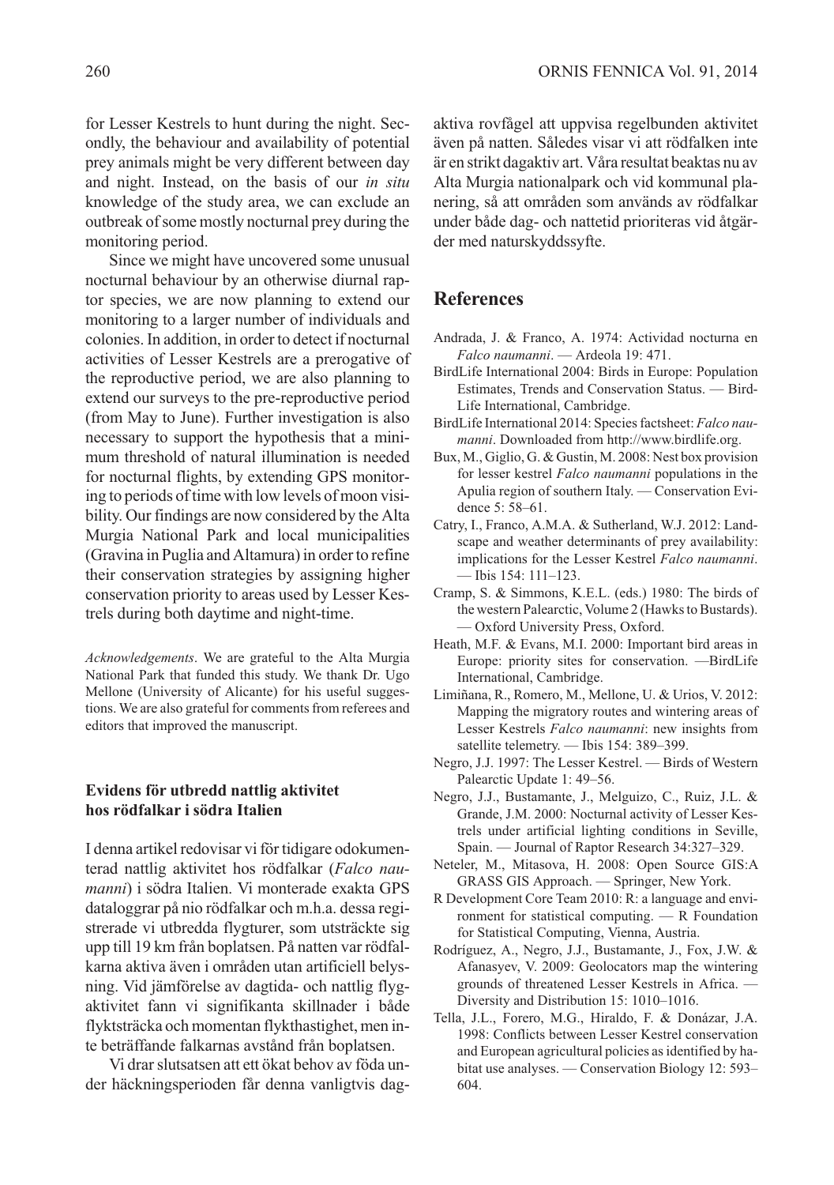for Lesser Kestrels to hunt during the night. Secondly, the behaviour and availability of potential prey animals might be very different between day and night. Instead, on the basis of our *in situ* knowledge of the study area, we can exclude an outbreak of some mostly nocturnal prey during the monitoring period.

Since we might have uncovered some unusual nocturnal behaviour by an otherwise diurnal raptor species, we are now planning to extend our monitoring to a larger number of individuals and colonies. In addition, in order to detect if nocturnal activities of Lesser Kestrels are a prerogative of the reproductive period, we are also planning to extend our surveys to the pre-reproductive period (from May to June). Further investigation is also necessary to support the hypothesis that a minimum threshold of natural illumination is needed for nocturnal flights, by extending GPS monitoring to periods of time with low levels of moon visibility. Our findings are now considered by the Alta Murgia National Park and local municipalities (Gravina in Puglia and Altamura) in order to refine their conservation strategies by assigning higher conservation priority to areas used by Lesser Kestrels during both daytime and night-time.

*Acknowledgements*. We are grateful to the Alta Murgia National Park that funded this study. We thank Dr. Ugo Mellone (University of Alicante) for his useful suggestions. We are also grateful for comments from referees and editors that improved the manuscript.

### Evidens för utbredd nattlig aktivitet hos rödfalkar i södra Italien

I denna artikel redovisar vi för tidigare odokumenterad nattlig aktivitet hos rödfalkar (*Falco naumanni*) i södra Italien. Vi monterade exakta GPS dataloggrar på nio rödfalkar och m.h.a. dessa registrerade vi utbredda flygturer, som utsträckte sig upp till 19 km från boplatsen. På natten var rödfalkarna aktiva även i områden utan artificiell belysning. Vid jämförelse av dagtida- och nattlig flygaktivitet fann vi signifikanta skillnader i både flyktsträcka och momentan flykthastighet, men inte beträffande falkarnas avstånd från boplatsen.

Vi drar slutsatsen att ett ökat behov av föda under häckningsperioden får denna vanligtvis dagaktiva rovfågel att uppvisa regelbunden aktivitet även på natten. Således visar vi att rödfalken inte är en strikt dagaktiv art. Våra resultat beaktas nu av Alta Murgia nationalpark och vid kommunal planering, så att områden som används av rödfalkar under både dag- och nattetid prioriteras vid åtgärder med naturskyddssyfte.

## References

Andrada, J. & Franco, A. 1974: Actividad nocturna en *Falco naumanni*. — Ardeola 19: 471.

BirdLife International 2004: Birds in Europe: Population Estimates, Trends and Conservation Status. — BirdLife International, Cambridge.

BirdLife International 2014: Species factsheet: *Falco naumanni*. Downloaded from http://www.birdlife.org.

Bux, M., Giglio, G. & Gustin, M. 2008: Nest box provision for lesser kestrel *Falco naumanni* populations in the Apulia region of southern Italy. — Conservation Evidence 5: 58–61.

Catry, I., Franco, A.M.A. & Sutherland, W.J. 2012: Landscape and weather determinants of prey availability: implications for the Lesser Kestrel *Falco naumanni*. — Ibis 154: 111–123.

Cramp, S. & Simmons, K.E.L. (eds.) 1980: The birds of the western Palearctic, Volume 2 (Hawks to Bustards). — Oxford University Press, Oxford.

Heath, M.F. & Evans, M.I. 2000: Important bird areas in Europe: priority sites for conservation. —BirdLife International, Cambridge.

Limiñana, R., Romero, M., Mellone, U. & Urios, V. 2012: Mapping the migratory routes and wintering areas of Lesser Kestrels *Falco naumanni*: new insights from satellite telemetry. — Ibis 154: 389–399.

Negro, J.J. 1997: The Lesser Kestrel. — Birds of Western Palearctic Update 1: 49–56.

Negro, J.J., Bustamante, J., Melguizo, C., Ruiz, J.L. & Grande, J.M. 2000: Nocturnal activity of Lesser Kestrels under artificial lighting conditions in Seville, Spain. — Journal of Raptor Research 34:327–329.

Neteler, M., Mitasova, H. 2008: Open Source GIS:A GRASS GIS Approach. — Springer, New York.

R Development Core Team 2010: R: a language and environment for statistical computing. — R Foundation for Statistical Computing, Vienna, Austria.

Rodríguez, A., Negro, J.J., Bustamante, J., Fox, J.W. & Afanasyev, V. 2009: Geolocators map the wintering grounds of threatened Lesser Kestrels in Africa. — Diversity and Distribution 15: 1010–1016.

Tella, J.L., Forero, M.G., Hiraldo, F. & Donázar, J.A. 1998: Conflicts between Lesser Kestrel conservation and European agricultural policies as identified by habitat use analyses. — Conservation Biology 12: 593–604.